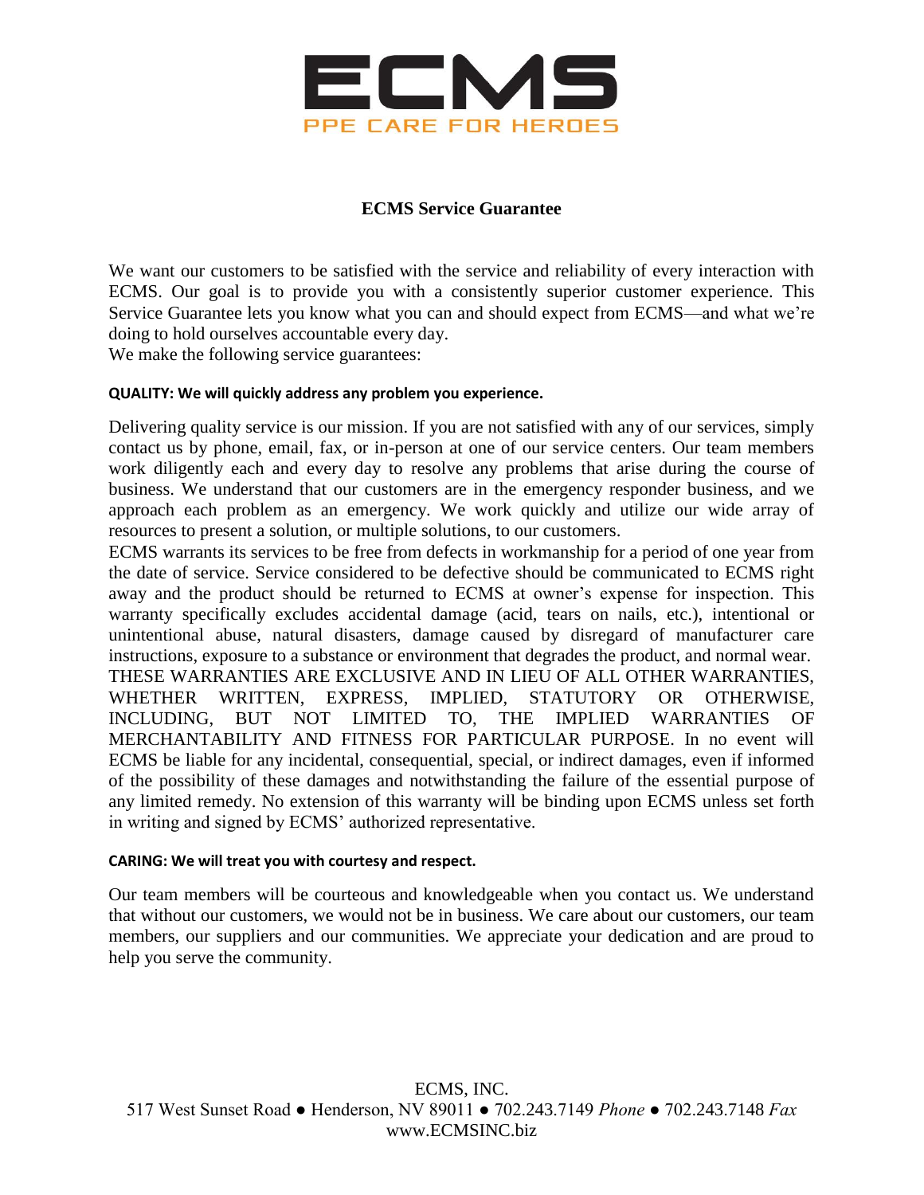# ECMS

PPE CARE FOR HEROES

## ECMS Service Guarantee

We want our customers to be satisfied with the service and reliability of every interaction with ECMS. Our goal is to provide you with a consistently superior customer experience. This Service Guarantee lets you know what you can and should expect from ECMS—and what we're doing to hold ourselves accountable every day.

We make the following service guarantees:

### QUALITY: We will quickly address any problem you experience.

Delivering quality service is our mission. If you are not satisfied with any of our services, simply contact us by phone, email, fax, or in-person at one of our service centers. Our team members work diligently each and every day to resolve any problems that arise during the course of business. We understand that our customers are in the emergency responder business, and we approach each problem as an emergency. We work quickly and utilize our wide array of resources to present a solution, or multiple solutions, to our customers.

ECMS warrants its services to be free from defects in workmanship for a period of one year from the date of service. Service considered to be defective should be communicated to ECMS right away and the product should be returned to ECMS at owner's expense for inspection. This warranty specifically excludes accidental damage (acid, tears on nails, etc.), intentional or unintentional abuse, natural disasters, damage caused by disregard of manufacturer care instructions, exposure to a substance or environment that degrades the product, and normal wear. THESE WARRANTIES ARE EXCLUSIVE AND IN LIEU OF ALL OTHER WARRANTIES, WHETHER WRITTEN, EXPRESS, IMPLIED, STATUTORY OR OTHERWISE, INCLUDING, BUT NOT LIMITED TO, THE IMPLIED WARRANTIES OF MERCHANTABILITY AND FITNESS FOR PARTICULAR PURPOSE. In no event will ECMS be liable for any incidental, consequential, special, or indirect damages, even if informed of the possibility of these damages and notwithstanding the failure of the essential purpose of any limited remedy. No extension of this warranty will be binding upon ECMS unless set forth in writing and signed by ECMS' authorized representative.

### CARING: We will treat you with courtesy and respect.

Our team members will be courteous and knowledgeable when you contact us. We understand that without our customers, we would not be in business. We care about our customers, our team members, our suppliers and our communities. We appreciate your dedication and are proud to help you serve the community.

ECMS, INC.
517 West Sunset Road ● Henderson, NV 89011 ● 702.243.7149 *Phone* ● 702.243.7148 *Fax*
www.ECMSINC.biz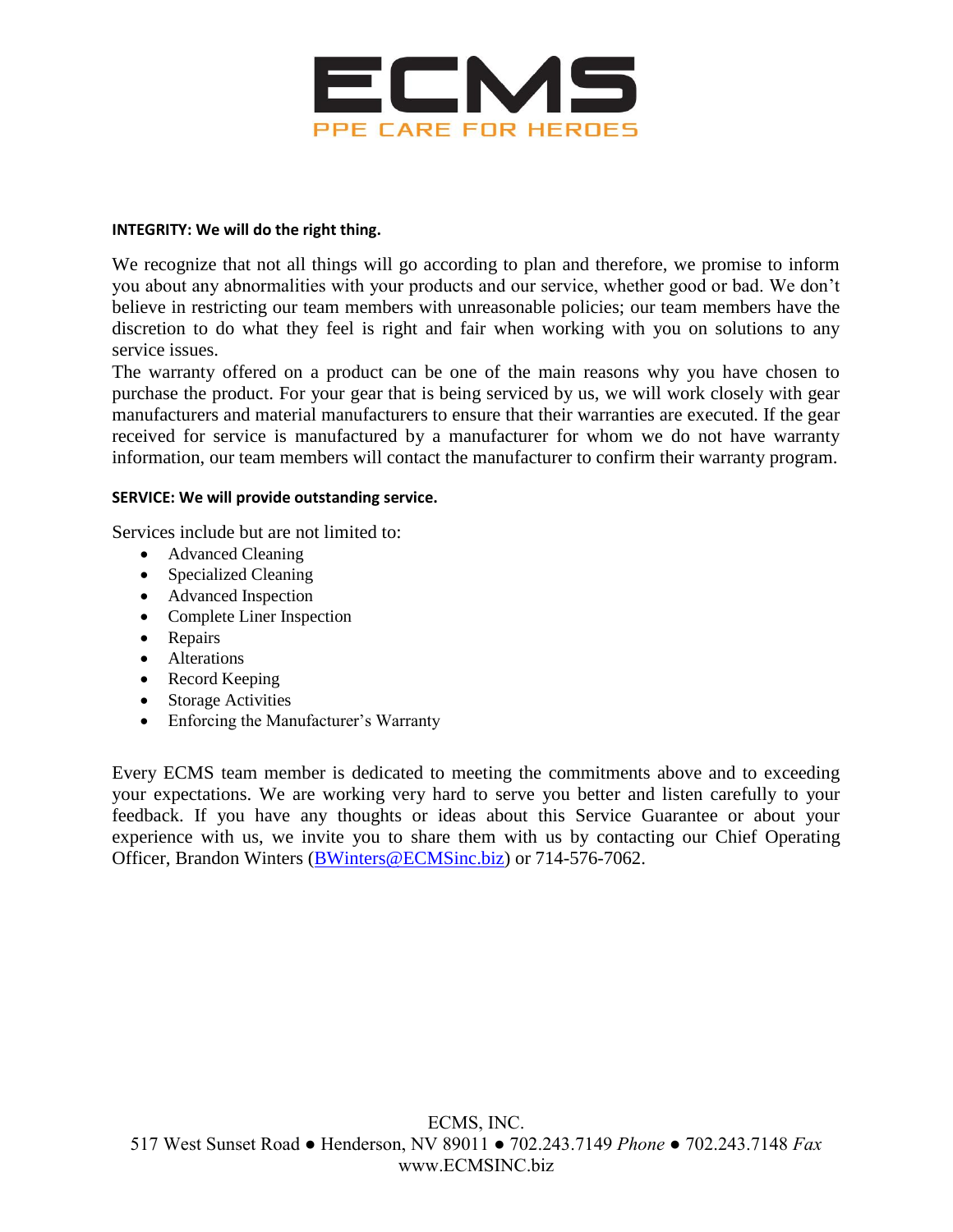# ECMS

PPE CARE FOR HEROES

**INTEGRITY: We will do the right thing.**

We recognize that not all things will go according to plan and therefore, we promise to inform you about any abnormalities with your products and our service, whether good or bad. We don't believe in restricting our team members with unreasonable policies; our team members have the discretion to do what they feel is right and fair when working with you on solutions to any service issues.

The warranty offered on a product can be one of the main reasons why you have chosen to purchase the product. For your gear that is being serviced by us, we will work closely with gear manufacturers and material manufacturers to ensure that their warranties are executed. If the gear received for service is manufactured by a manufacturer for whom we do not have warranty information, our team members will contact the manufacturer to confirm their warranty program.

**SERVICE: We will provide outstanding service.**

Services include but are not limited to:

- Advanced Cleaning
- Specialized Cleaning
- Advanced Inspection
- Complete Liner Inspection
- Repairs
- Alterations
- Record Keeping
- Storage Activities
- Enforcing the Manufacturer's Warranty

Every ECMS team member is dedicated to meeting the commitments above and to exceeding your expectations. We are working very hard to serve you better and listen carefully to your feedback. If you have any thoughts or ideas about this Service Guarantee or about your experience with us, we invite you to share them with us by contacting our Chief Operating Officer, Brandon Winters (BWinters@ECMSinc.biz) or 714-576-7062.

ECMS, INC.
517 West Sunset Road ● Henderson, NV 89011 ● 702.243.7149 *Phone* ● 702.243.7148 *Fax*
www.ECMSINC.biz